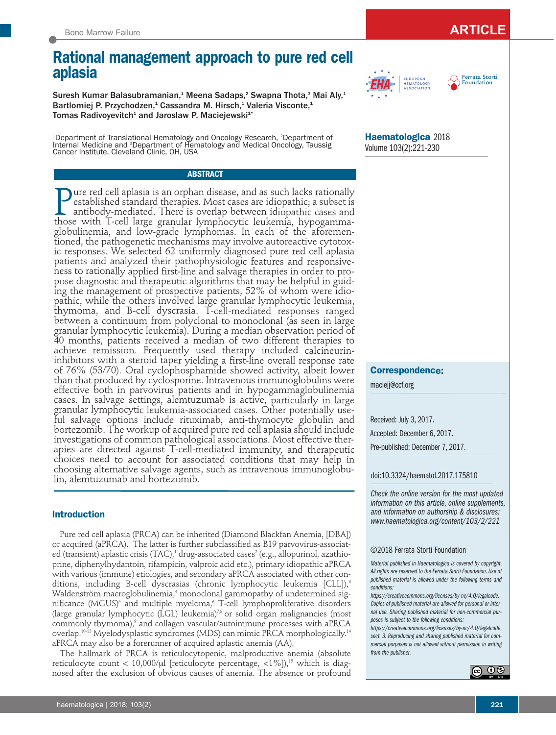# Rational management approach to pure red cell aplasia

Suresh Kumar Balasubramanian,[1] Meena Sadaps,[2] Swapna Thota,[3] Mai Aly,[1] Bartlomiej P. Przychodzen,[1] Cassandra M. Hirsch,[1] Valeria Visconte,[1] Tomas Radivoyevitch[1] and Jaroslaw P. Maciejewski[1*]

[1]Department of Translational Hematology and Oncology Research, [2]Department of Internal Medicine and [3]Department of Hematology and Medical Oncology, Taussig Cancer Institute, Cleveland Clinic, OH, USA

## ABSTRACT

Pure red cell aplasia is an orphan disease, and as such lacks rationally established standard therapies. Most cases are idiopathic; a subset is antibody-mediated. There is overlap between idiopathic cases and those with T-cell large granular lymphocytic leukemia, hypogammaglobulinemia, and low-grade lymphomas. In each of the aforementioned, the pathogenetic mechanisms may involve autoreactive cytotoxic responses. We selected 62 uniformly diagnosed pure red cell aplasia patients and analyzed their pathophysiologic features and responsiveness to rationally applied first-line and salvage therapies in order to propose diagnostic and therapeutic algorithms that may be helpful in guiding the management of prospective patients, 52% of whom were idiopathic, while the others involved large granular lymphocytic leukemia, thymoma, and B-cell dyscrasia. T-cell-mediated responses ranged between a continuum from polyclonal to monoclonal (as seen in large granular lymphocytic leukemia). During a median observation period of 40 months, patients received a median of two different therapies to achieve remission. Frequently used therapy included calcineurin-inhibitors with a steroid taper yielding a first-line overall response rate of 76% (53/70). Oral cyclophosphamide showed activity, albeit lower than that produced by cyclosporine. Intravenous immunoglobulins were effective both in parvovirus patients and in hypogammaglobulinemia cases. In salvage settings, alemtuzumab is active, particularly in large granular lymphocytic leukemia-associated cases. Other potentially useful salvage options include rituximab, anti-thymocyte globulin and bortezomib. The workup of acquired pure red cell aplasia should include investigations of common pathological associations. Most effective therapies are directed against T-cell-mediated immunity, and therapeutic choices need to account for associated conditions that may help in choosing alternative salvage agents, such as intravenous immunoglobulin, alemtuzumab and bortezomib.

**Correspondence:**

maciejj@ccf.org

Received: July 3, 2017.

Accepted: December 6, 2017.

Pre-published: December 7, 2017.

doi:10.3324/haematol.2017.175810

*Check the online version for the most updated information on this article, online supplements, and information on authorship & disclosures: www.haematologica.org/content/103/2/221*

©2018 Ferrata Storti Foundation

*Material published in Haematologica is covered by copyright. All rights are reserved to the Ferrata Storti Foundation. Use of published material is allowed under the following terms and conditions: https://creativecommons.org/licenses/by-nc/4.0/legalcode. Copies of published material are allowed for personal or internal use. Sharing published material for non-commercial purposes is subject to the following conditions: https://creativecommons.org/licenses/by-nc/4.0/legalcode, sect. 3. Reproducing and sharing published material for commercial purposes is not allowed without permission in writing from the publisher.*

## Introduction

Pure red cell aplasia (PRCA) can be inherited (Diamond Blackfan Anemia, [DBA]) or acquired (aPRCA). The latter is further subclassified as B19 parvovirus-associated (transient) aplastic crisis (TAC),[1] drug-associated cases[2] (e.g., allopurinol, azathioprine, diphenylhydantoin, rifampicin, valproic acid etc.), primary idiopathic aPRCA with various (immune) etiologies, and secondary aPRCA associated with other conditions, including B-cell dyscrasias (chronic lymphocytic leukemia [CLL]),[3] Waldenström macroglobulinemia,[4] monoclonal gammopathy of undetermined significance (MGUS)[5] and multiple myeloma,[6] T-cell lymphoproliferative disorders (large granular lymphocytic (LGL) leukemia)[7,8] or solid organ malignancies (most commonly thymoma),[9] and collagen vascular/autoimmune processes with aPRCA overlap.[10-13] Myelodysplastic syndromes (MDS) can mimic PRCA morphologically.[14] aPRCA may also be a forerunner of acquired aplastic anemia (AA).

The hallmark of PRCA is reticulocytopenic, malproductive anemia (absolute reticulocyte count < 10,000/μl [reticulocyte percentage, <1%]),[15] which is diagnosed after the exclusion of obvious causes of anemia. The absence or profound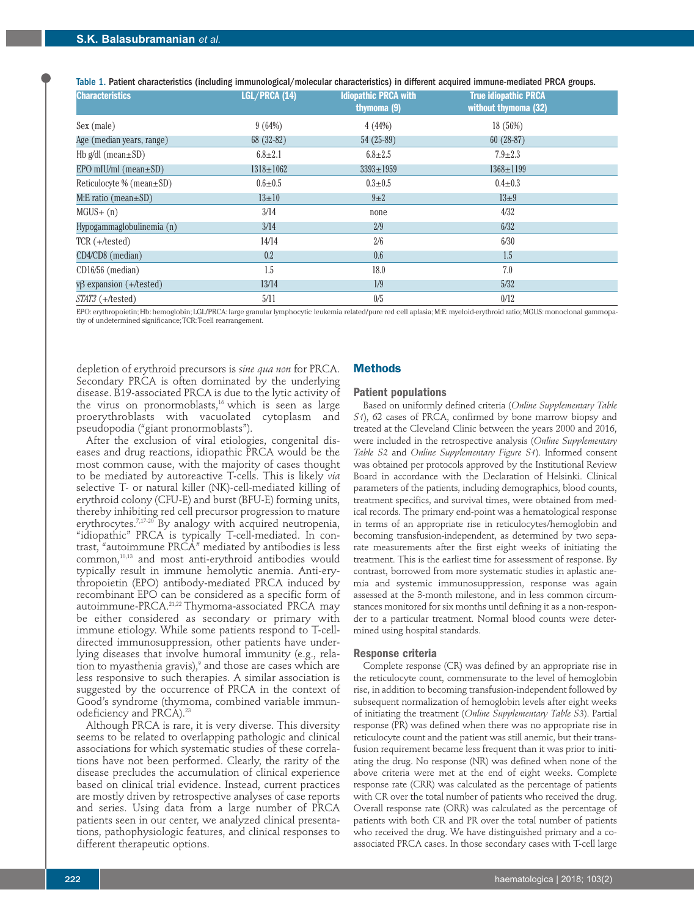**Table 1.** Patient characteristics (including immunological/molecular characteristics) in different acquired immune-mediated PRCA groups.

| Characteristics | LGL/PRCA (14) | Idiopathic PRCA with thymoma (9) | True idiopathic PRCA without thymoma (32) |
|---|---|---|---|
| Sex (male) | 9 (64%) | 4 (44%) | 18 (56%) |
| Age (median years, range) | 68 (32-82) | 54 (25-89) | 60 (28-87) |
| Hb g/dl (mean±SD) | 6.8±2.1 | 6.8±2.5 | 7.9±2.3 |
| EPO mIU/ml (mean±SD) | 1318±1062 | 3393±1959 | 1368±1199 |
| Reticulocyte % (mean±SD) | 0.6±0.5 | 0.3±0.5 | 0.4±0.3 |
| M:E ratio (mean±SD) | 13±10 | 9±2 | 13±9 |
| MGUS+ (n) | 3/14 | none | 4/32 |
| Hypogammaglobulinemia (n) | 3/14 | 2/9 | 6/32 |
| TCR (+/tested) | 14/14 | 2/6 | 6/30 |
| CD4/CD8 (median) | 0.2 | 0.6 | 1.5 |
| CD16/56 (median) | 1.5 | 18.0 | 7.0 |
| vβ expansion (+/tested) | 13/14 | 1/9 | 5/32 |
| *STAT3* (+/tested) | 5/11 | 0/5 | 0/12 |

EPO: erythropoietin; Hb: hemoglobin; LGL/PRCA: large granular lymphocytic leukemia related/pure red cell aplasia; M:E: myeloid-erythroid ratio; MGUS: monoclonal gammopathy of undetermined significance; TCR: T-cell rearrangement.

depletion of erythroid precursors is *sine qua non* for PRCA. Secondary PRCA is often dominated by the underlying disease. B19-associated PRCA is due to the lytic activity of the virus on pronormoblasts,[16] which is seen as large proerythroblasts with vacuolated cytoplasm and pseudopodia ("giant pronormoblasts").

After the exclusion of viral etiologies, congenital diseases and drug reactions, idiopathic PRCA would be the most common cause, with the majority of cases thought to be mediated by autoreactive T-cells. This is likely *via* selective T- or natural killer (NK)-cell-mediated killing of erythroid colony (CFU-E) and burst (BFU-E) forming units, thereby inhibiting red cell precursor progression to mature erythrocytes.[7,17-20] By analogy with acquired neutropenia, "idiopathic" PRCA is typically T-cell-mediated. In contrast, "autoimmune PRCA" mediated by antibodies is less common,[10,13] and most anti-erythroid antibodies would typically result in immune hemolytic anemia. Anti-erythropoietin (EPO) antibody-mediated PRCA induced by recombinant EPO can be considered as a specific form of autoimmune-PRCA.[21,22] Thymoma-associated PRCA may be either considered as secondary or primary with immune etiology. While some patients respond to T-cell-directed immunosuppression, other patients have underlying diseases that involve humoral immunity (e.g., relation to myasthenia gravis),[9] and those are cases which are less responsive to such therapies. A similar association is suggested by the occurrence of PRCA in the context of Good's syndrome (thymoma, combined variable immunodeficiency and PRCA).[23]

Although PRCA is rare, it is very diverse. This diversity seems to be related to overlapping pathologic and clinical associations for which systematic studies of these correlations have not been performed. Clearly, the rarity of the disease precludes the accumulation of clinical experience based on clinical trial evidence. Instead, current practices are mostly driven by retrospective analyses of case reports and series. Using data from a large number of PRCA patients seen in our center, we analyzed clinical presentations, pathophysiologic features, and clinical responses to different therapeutic options.

## Methods

### Patient populations

Based on uniformly defined criteria (*Online Supplementary Table S1*), 62 cases of PRCA, confirmed by bone marrow biopsy and treated at the Cleveland Clinic between the years 2000 and 2016, were included in the retrospective analysis (*Online Supplementary Table S2* and *Online Supplementary Figure S1*). Informed consent was obtained per protocols approved by the Institutional Review Board in accordance with the Declaration of Helsinki. Clinical parameters of the patients, including demographics, blood counts, treatment specifics, and survival times, were obtained from medical records. The primary end-point was a hematological response in terms of an appropriate rise in reticulocytes/hemoglobin and becoming transfusion-independent, as determined by two separate measurements after the first eight weeks of initiating the treatment. This is the earliest time for assessment of response. By contrast, borrowed from more systematic studies in aplastic anemia and systemic immunosuppression, response was again assessed at the 3-month milestone, and in less common circumstances monitored for six months until defining it as a non-responder to a particular treatment. Normal blood counts were determined using hospital standards.

### Response criteria

Complete response (CR) was defined by an appropriate rise in the reticulocyte count, commensurate to the level of hemoglobin rise, in addition to becoming transfusion-independent followed by subsequent normalization of hemoglobin levels after eight weeks of initiating the treatment (*Online Supplementary Table S3*). Partial response (PR) was defined when there was no appropriate rise in reticulocyte count and the patient was still anemic, but their transfusion requirement became less frequent than it was prior to initiating the drug. No response (NR) was defined when none of the above criteria were met at the end of eight weeks. Complete response rate (CRR) was calculated as the percentage of patients with CR over the total number of patients who received the drug. Overall response rate (ORR) was calculated as the percentage of patients with both CR and PR over the total number of patients who received the drug. We have distinguished primary and a co-associated PRCA cases. In those secondary cases with T-cell large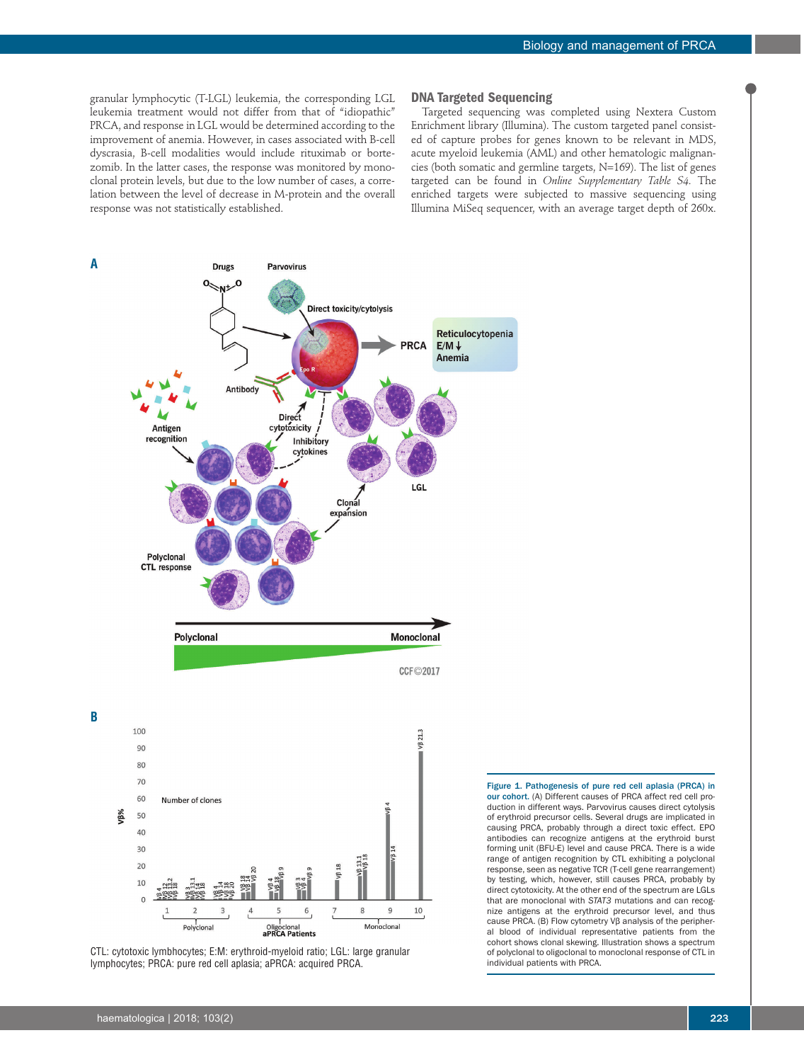granular lymphocytic (T-LGL) leukemia, the corresponding LGL leukemia treatment would not differ from that of "idiopathic" PRCA, and response in LGL would be determined according to the improvement of anemia. However, in cases associated with B-cell dyscrasia, B-cell modalities would include rituximab or bortezomib. In the latter cases, the response was monitored by monoclonal protein levels, but due to the low number of cases, a correlation between the level of decrease in M-protein and the overall response was not statistically established.

### DNA Targeted Sequencing

Targeted sequencing was completed using Nextera Custom Enrichment library (Illumina). The custom targeted panel consisted of capture probes for genes known to be relevant in MDS, acute myeloid leukemia (AML) and other hematologic malignancies (both somatic and germline targets, N=169). The list of genes targeted can be found in *Online Supplementary Table S4*. The enriched targets were subjected to massive sequencing using Illumina MiSeq sequencer, with an average target depth of 260x.

CTL: cytotoxic lymbhocytes; E:M: erythroid-myeloid ratio; LGL: large granular lymphocytes; PRCA: pure red cell aplasia; aPRCA: acquired PRCA.

**Figure 1. Pathogenesis of pure red cell aplasia (PRCA) in our cohort.** (A) Different causes of PRCA affect red cell production in different ways. Parvovirus causes direct cytolysis of erythroid precursor cells. Several drugs are implicated in causing PRCA, probably through a direct toxic effect. EPO antibodies can recognize antigens at the erythroid burst forming unit (BFU-E) level and cause PRCA. There is a wide range of antigen recognition by CTL exhibiting a polyclonal response, seen as negative TCR (T-cell gene rearrangement) by testing, which, however, still causes PRCA, probably by direct cytotoxicity. At the other end of the spectrum are LGLs that are monoclonal with *STAT3* mutations and can recognize antigens at the erythroid precursor level, and thus cause PRCA. (B) Flow cytometry Vβ analysis of the peripheral blood of individual representative patients from the cohort shows clonal skewing. Illustration shows a spectrum of polyclonal to oligoclonal to monoclonal response of CTL in individual patients with PRCA.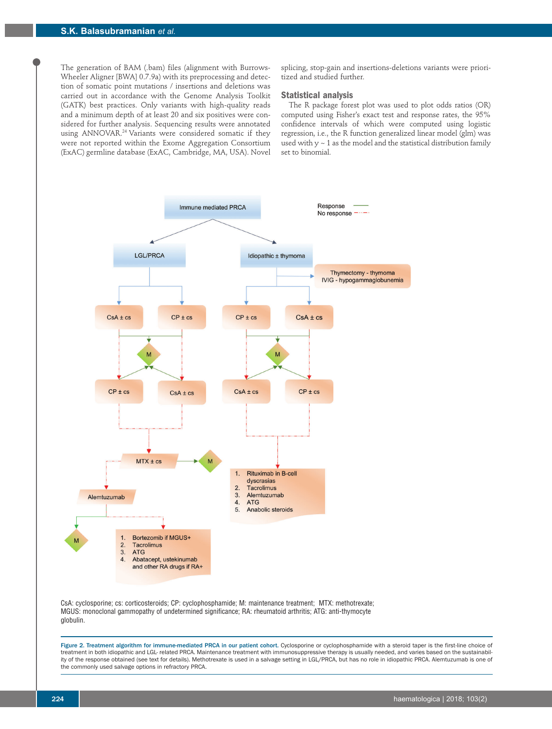The generation of BAM (.bam) files (alignment with Burrows-Wheeler Aligner [BWA] 0.7.9a) with its preprocessing and detection of somatic point mutations / insertions and deletions was carried out in accordance with the Genome Analysis Toolkit (GATK) best practices. Only variants with high-quality reads and a minimum depth of at least 20 and six positives were considered for further analysis. Sequencing results were annotated using ANNOVAR.[24] Variants were considered somatic if they were not reported within the Exome Aggregation Consortium (ExAC) germline database (ExAC, Cambridge, MA, USA). Novel splicing, stop-gain and insertions-deletions variants were prioritized and studied further.

### Statistical analysis

The R package forest plot was used to plot odds ratios (OR) computed using Fisher's exact test and response rates, the 95% confidence intervals of which were computed using logistic regression, i.e., the R function generalized linear model (glm) was used with y ~ 1 as the model and the statistical distribution family set to binomial.

Immune mediated PRCA

Response / No response

LGL/PRCA — CsA ± cs; CP ± cs → M → CP ± cs; CsA ± cs → MTX ± cs → M; Alemtuzumab → M; 1. Bortezomib if MGUS+ 2. Tacrolimus 3. ATG 4. Abatacept, ustekinumab and other RA drugs if RA+

Idiopathic ± thymoma — Thymectomy - thymoma; IVIG - hypogammaglobunemia — CP ± cs; CsA ± cs → M → CsA ± cs; CP ± cs → 1. Rituximab in B-cell dyscrasias 2. Tacrolimus 3. Alemtuzumab 4. ATG 5. Anabolic steroids

CsA: cyclosporine; cs: corticosteroids; CP: cyclophosphamide; M: maintenance treatment; MTX: methotrexate; MGUS: monoclonal gammopathy of undetermined significance; RA: rheumatoid arthritis; ATG: anti-thymocyte globulin.

**Figure 2. Treatment algorithm for immune-mediated PRCA in our patient cohort.** Cyclosporine or cyclophosphamide with a steroid taper is the first-line choice of treatment in both idiopathic and LGL- related PRCA. Maintenance treatment with immunosuppressive therapy is usually needed, and varies based on the sustainability of the response obtained (see text for details). Methotrexate is used in a salvage setting in LGL/PRCA, but has no role in idiopathic PRCA. Alemtuzumab is one of the commonly used salvage options in refractory PRCA.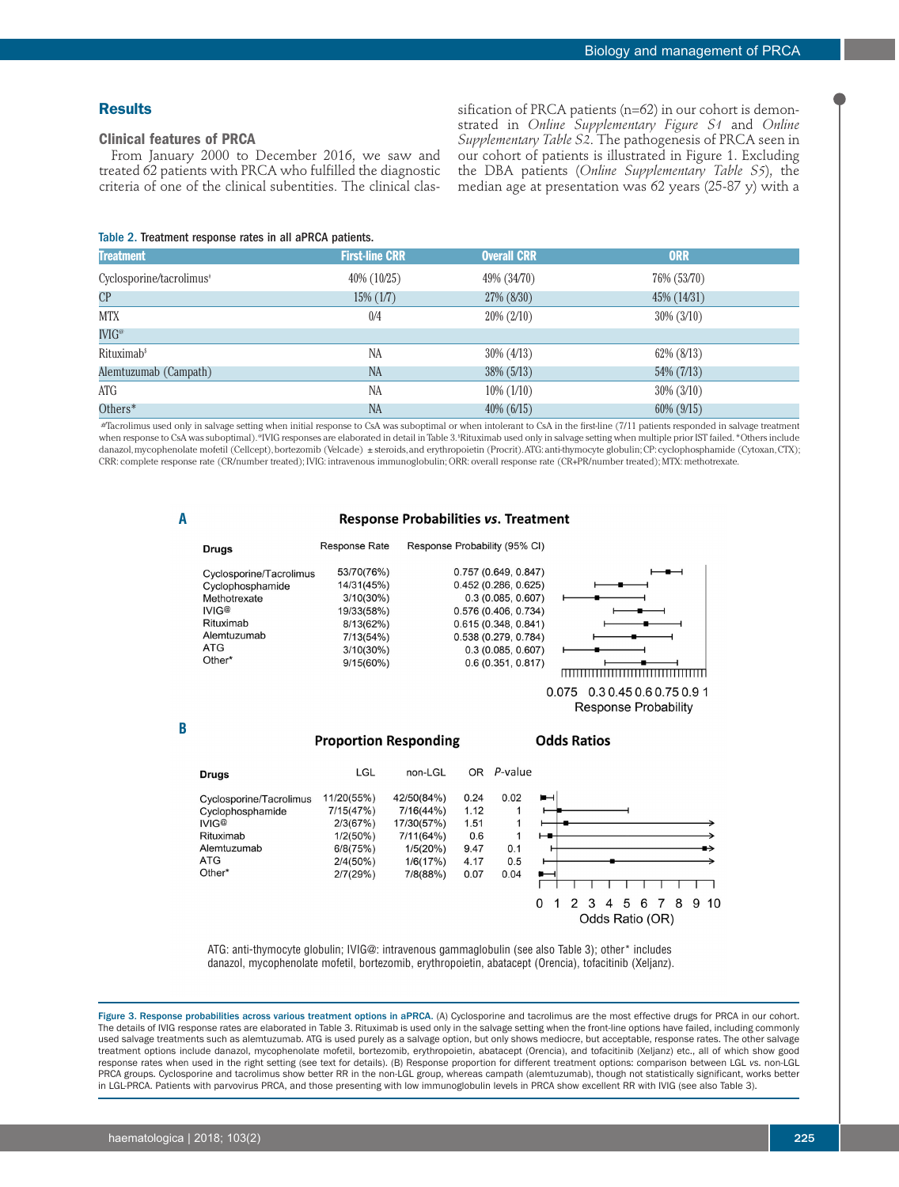## Results

### Clinical features of PRCA

From January 2000 to December 2016, we saw and treated 62 patients with PRCA who fulfilled the diagnostic criteria of one of the clinical subentities. The clinical classification of PRCA patients (n=62) in our cohort is demonstrated in *Online Supplementary Figure S1* and *Online Supplementary Table S2*. The pathogenesis of PRCA seen in our cohort of patients is illustrated in Figure 1. Excluding the DBA patients (*Online Supplementary Table S5*), the median age at presentation was 62 years (25-87 y) with a

**Table 2.** Treatment response rates in all aPRCA patients.

| Treatment | First-line CRR | Overall CRR | ORR |
|---|---|---|---|
| Cyclosporine/tacrolimus[#] | 40% (10/25) | 49% (34/70) | 76% (53/70) |
| CP | 15% (1/7) | 27% (8/30) | 45% (14/31) |
| MTX | 0/4 | 20% (2/10) | 30% (3/10) |
| IVIG[@] | | | |
| Rituximab[$] | NA | 30% (4/13) | 62% (8/13) |
| Alemtuzumab (Campath) | NA | 38% (5/13) | 54% (7/13) |
| ATG | NA | 10% (1/10) | 30% (3/10) |
| Others* | NA | 40% (6/15) | 60% (9/15) |

[#]Tacrolimus used only in salvage setting when initial response to CsA was suboptimal or when intolerant to CsA in the first-line (7/11 patients responded in salvage treatment when response to CsA was suboptimal). [@]IVIG responses are elaborated in detail in Table 3. [$]Rituximab used only in salvage setting when multiple prior IST failed. *Others include danazol, mycophenolate mofetil (Cellcept), bortezomib (Velcade) ± steroids, and erythropoietin (Procrit). ATG: anti-thymocyte globulin; CP: cyclophosphamide (Cytoxan, CTX); CRR: complete response rate (CR/number treated); IVIG: intravenous immunoglobulin; ORR: overall response rate (CR+PR/number treated); MTX: methotrexate.

**A** Response Probabilities *vs.* Treatment

| Drugs | Response Rate | Response Probability (95% CI) |
|---|---|---|
| Cyclosporine/Tacrolimus | 53/70(76%) | 0.757 (0.649, 0.847) |
| Cyclophosphamide | 14/31(45%) | 0.452 (0.286, 0.625) |
| Methotrexate | 3/10(30%) | 0.3 (0.085, 0.607) |
| IVIG@ | 19/33(58%) | 0.576 (0.406, 0.734) |
| Rituximab | 8/13(62%) | 0.615 (0.348, 0.841) |
| Alemtuzumab | 7/13(54%) | 0.538 (0.279, 0.784) |
| ATG | 3/10(30%) | 0.3 (0.085, 0.607) |
| Other* | 9/15(60%) | 0.6 (0.351, 0.817) |

**B** Proportion Responding / Odds Ratios

| Drugs | LGL | non-LGL | OR | *P*-value |
|---|---|---|---|---|
| Cyclosporine/Tacrolimus | 11/20(55%) | 42/50(84%) | 0.24 | 0.02 |
| Cyclophosphamide | 7/15(47%) | 7/16(44%) | 1.12 | 1 |
| IVIG@ | 2/3(67%) | 17/30(57%) | 1.51 | 1 |
| Rituximab | 1/2(50%) | 7/11(64%) | 0.6 | 1 |
| Alemtuzumab | 6/8(75%) | 1/5(20%) | 9.47 | 0.1 |
| ATG | 2/4(50%) | 1/6(17%) | 4.17 | 0.5 |
| Other* | 2/7(29%) | 7/8(88%) | 0.07 | 0.04 |

ATG: anti-thymocyte globulin; IVIG@: intravenous gammaglobulin (see also Table 3); other* includes danazol, mycophenolate mofetil, bortezomib, erythropoietin, abatacept (Orencia), tofacitinib (Xeljanz).

**Figure 3. Response probabilities across various treatment options in aPRCA.** (A) Cyclosporine and tacrolimus are the most effective drugs for PRCA in our cohort. The details of IVIG response rates are elaborated in Table 3. Rituximab is used only in the salvage setting when the front-line options have failed, including commonly used salvage treatments such as alemtuzumab. ATG is used purely as a salvage option, but only shows mediocre, but acceptable, response rates. The other salvage treatment options include danazol, mycophenolate mofetil, bortezomib, erythropoietin, abatacept (Orencia), and tofacitinib (Xeljanz) etc., all of which show good response rates when used in the right setting (see text for details). (B) Response proportion for different treatment options: comparison between LGL vs. non-LGL PRCA groups. Cyclosporine and tacrolimus show better RR in the non-LGL group, whereas campath (alemtuzumab), though not statistically significant, works better in LGL-PRCA. Patients with parvovirus PRCA, and those presenting with low immunoglobulin levels in PRCA show excellent RR with IVIG (see also Table 3).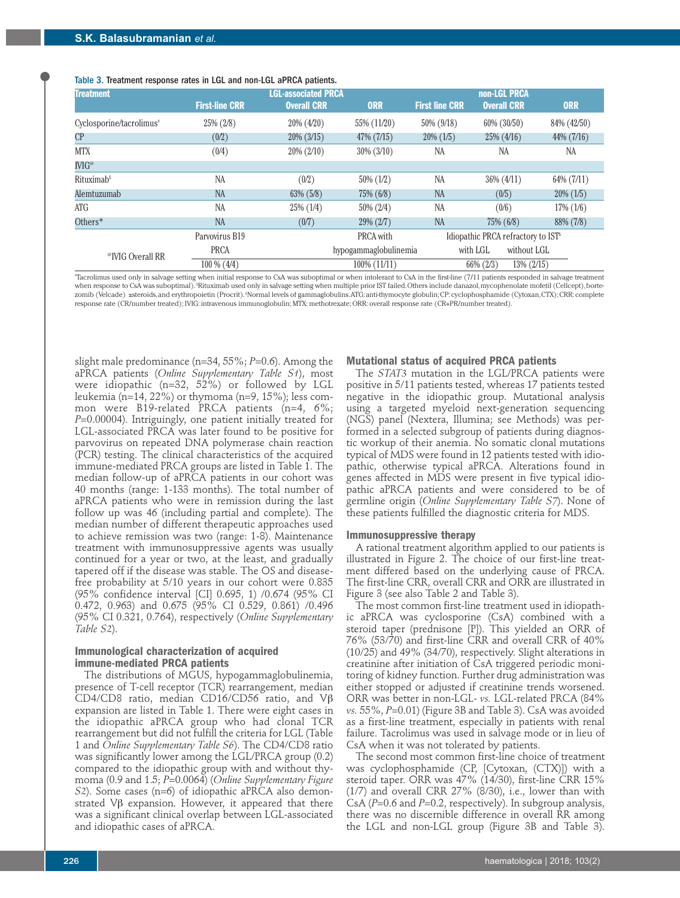**Table 3.** Treatment response rates in LGL and non-LGL aPRCA patients.

| Treatment | LGL-associated PRCA First-line CRR | Overall CRR | ORR | non-LGL PRCA First line CRR | Overall CRR | ORR |
|---|---|---|---|---|---|---|
| Cyclosporine/tacrolimus[‡] | 25% (2/8) | 20% (4/20) | 55% (11/20) | 50% (9/18) | 60% (30/50) | 84% (42/50) |
| CP | (0/2) | 20% (3/15) | 47% (7/15) | 20% (1/5) | 25% (4/16) | 44% (7/16) |
| MTX | (0/4) | 20% (2/10) | 30% (3/10) | NA | NA | NA |
| IVIG[@] | | | | | | |
| Rituximab[$] | NA | (0/2) | 50% (1/2) | NA | 36% (4/11) | 64% (7/11) |
| Alemtuzumab | NA | 63% (5/8) | 75% (6/8) | NA | (0/5) | 20% (1/5) |
| ATG | NA | 25% (1/4) | 50% (2/4) | NA | (0/6) | 17% (1/6) |
| Others* | NA | (0/7) | 29% (2/7) | NA | 75% (6/8) | 88% (7/8) |

| [@]IVIG Overall RR | Parvovirus B19 PRCA | PRCA with hypogammaglobulinemia | Idiopathic PRCA refractory to IST[&] with LGL | Idiopathic PRCA refractory to IST[&] without LGL |
|---|---|---|---|---|
| | 100 % (4/4) | 100% (11/11) | 66% (2/3) | 13% (2/15) |

[‡]Tacrolimus used only in salvage setting when initial response to CsA was suboptimal or when intolerant to CsA in the first-line (7/11 patients responded in salvage treatment when response to CsA was suboptimal). [$]Rituximab used only in salvage setting when multiple prior IST failed. Others include danazol, mycophenolate mofetil (Cellcept), bortezomib (Velcade) ±steroids, and erythropoietin (Procrit). [&]Normal levels of gammaglobulins. ATG: anti-thymocyte globulin; CP: cyclophosphamide (Cytoxan, CTX); CRR: complete response rate (CR/number treated); IVIG: intravenous immunoglobulin; MTX: methotrexate; ORR: overall response rate (CR+PR/number treated).

slight male predominance (n=34, 55%; *P*=0.6). Among the aPRCA patients (*Online Supplementary Table S1*), most were idiopathic (n=32, 52%) or followed by LGL leukemia (n=14, 22%) or thymoma (n=9, 15%); less common were B19-related PRCA patients (n=4, 6%; *P*=0.00004). Intriguingly, one patient initially treated for LGL-associated PRCA was later found to be positive for parvovirus on repeated DNA polymerase chain reaction (PCR) testing. The clinical characteristics of the acquired immune-mediated PRCA groups are listed in Table 1. The median follow-up of aPRCA patients in our cohort was 40 months (range: 1-133 months). The total number of aPRCA patients who were in remission during the last follow up was 46 (including partial and complete). The median number of different therapeutic approaches used to achieve remission was two (range: 1-8). Maintenance treatment with immunosuppressive agents was usually continued for a year or two, at the least, and gradually tapered off if the disease was stable. The OS and disease-free probability at 5/10 years in our cohort were 0.835 (95% confidence interval [CI] 0.695, 1) /0.674 (95% CI 0.472, 0.963) and 0.675 (95% CI 0.529, 0.861) /0.496 (95% CI 0.321, 0.764), respectively (*Online Supplementary Table S2*).

### Immunological characterization of acquired immune-mediated PRCA patients

The distributions of MGUS, hypogammaglobulinemia, presence of T-cell receptor (TCR) rearrangement, median CD4/CD8 ratio, median CD16/CD56 ratio, and Vβ expansion are listed in Table 1. There were eight cases in the idiopathic aPRCA group who had clonal TCR rearrangement but did not fulfill the criteria for LGL (Table 1 and *Online Supplementary Table S6*). The CD4/CD8 ratio was significantly lower among the LGL/PRCA group (0.2) compared to the idiopathic group with and without thymoma (0.9 and 1.5; *P*=0.0064) (*Online Supplementary Figure S2*). Some cases (n=6) of idiopathic aPRCA also demonstrated Vβ expansion. However, it appeared that there was a significant clinical overlap between LGL-associated and idiopathic cases of aPRCA.

### Mutational status of acquired PRCA patients

The *STAT3* mutation in the LGL/PRCA patients were positive in 5/11 patients tested, whereas 17 patients tested negative in the idiopathic group. Mutational analysis using a targeted myeloid next-generation sequencing (NGS) panel (Nextera, Illumina; see Methods) was performed in a selected subgroup of patients during diagnostic workup of their anemia. No somatic clonal mutations typical of MDS were found in 12 patients tested with idiopathic, otherwise typical aPRCA. Alterations found in genes affected in MDS were present in five typical idiopathic aPRCA patients and were considered to be of germline origin (*Online Supplementary Table S7*). None of these patients fulfilled the diagnostic criteria for MDS.

### Immunosuppressive therapy

A rational treatment algorithm applied to our patients is illustrated in Figure 2. The choice of our first-line treatment differed based on the underlying cause of PRCA. The first-line CRR, overall CRR and ORR are illustrated in Figure 3 (see also Table 2 and Table 3).

The most common first-line treatment used in idiopathic aPRCA was cyclosporine (CsA) combined with a steroid taper (prednisone [P]). This yielded an ORR of 76% (53/70) and first-line CRR and overall CRR of 40% (10/25) and 49% (34/70), respectively. Slight alterations in creatinine after initiation of CsA triggered periodic monitoring of kidney function. Further drug administration was either stopped or adjusted if creatinine trends worsened. ORR was better in non-LGL- *vs.* LGL-related PRCA (84% *vs.* 55%, *P*=0.01) (Figure 3B and Table 3). CsA was avoided as a first-line treatment, especially in patients with renal failure. Tacrolimus was used in salvage mode or in lieu of CsA when it was not tolerated by patients.

The second most common first-line choice of treatment was cyclophosphamide (CP, [Cytoxan, (CTX)]) with a steroid taper. ORR was 47% (14/30), first-line CRR 15% (1/7) and overall CRR 27% (8/30), i.e., lower than with CsA (*P*=0.6 and *P*=0.2, respectively). In subgroup analysis, there was no discernible difference in overall RR among the LGL and non-LGL group (Figure 3B and Table 3).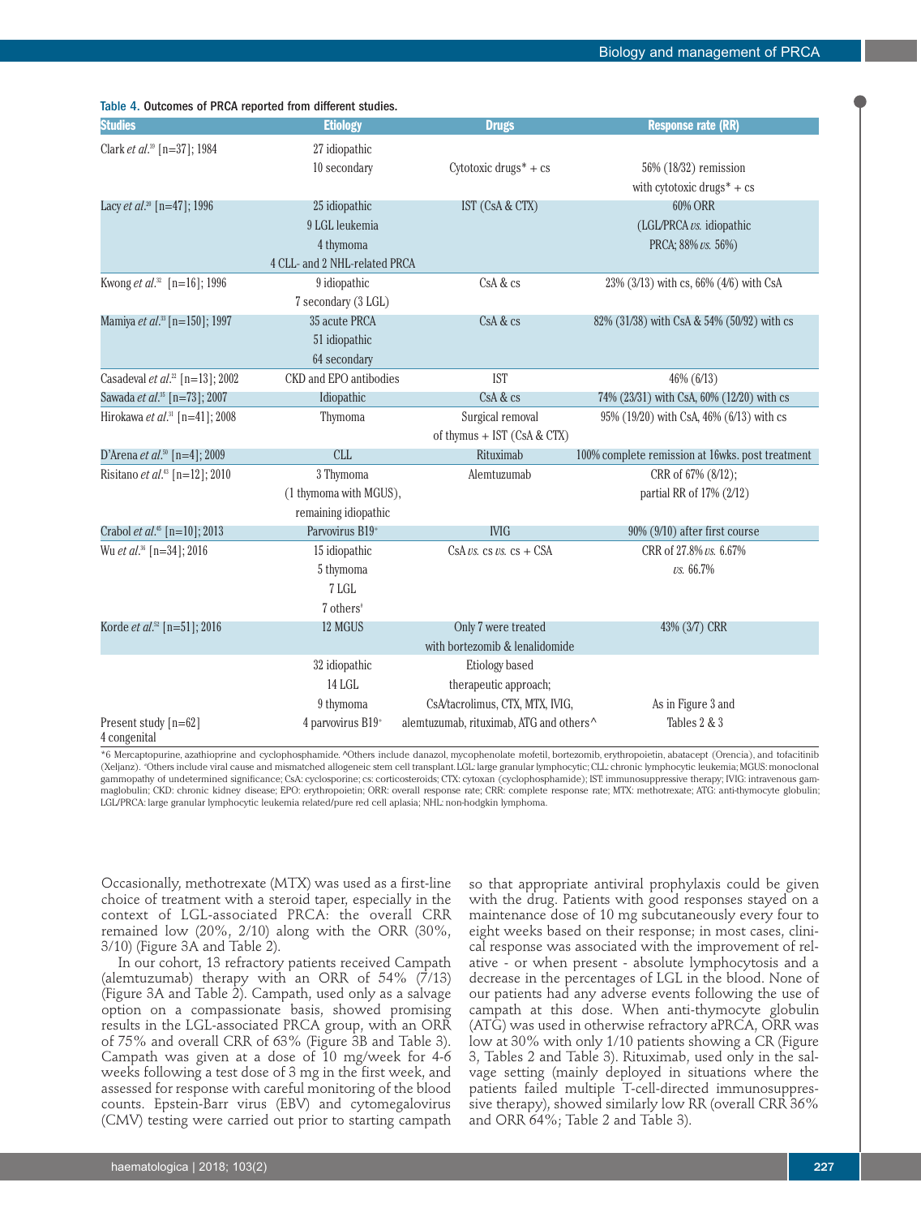Table 4. Outcomes of PRCA reported from different studies.

| Studies | Etiology | Drugs | Response rate (RR) |
|---|---|---|---|
| Clark *et al.*[39] [n=37]; 1984 | 27 idiopathic<br>10 secondary | Cytotoxic drugs* + cs | 56% (18/32) remission with cytotoxic drugs* + cs |
| Lacy *et al.*[20] [n=47]; 1996 | 25 idiopathic<br>9 LGL leukemia<br>4 thymoma<br>4 CLL- and 2 NHL-related PRCA | IST (CsA & CTX) | 60% ORR (LGL/PRCA *vs.* idiopathic PRCA; 88% *vs.* 56%) |
| Kwong *et al.*[32] [n=16]; 1996 | 9 idiopathic<br>7 secondary (3 LGL) | CsA & cs | 23% (3/13) with cs, 66% (4/6) with CsA |
| Mamiya *et al.*[33] [n=150]; 1997 | 35 acute PRCA<br>51 idiopathic<br>64 secondary | CsA & cs | 82% (31/38) with CsA & 54% (50/92) with cs |
| Casadeval *et al.*[22] [n=13]; 2002 | CKD and EPO antibodies | IST | 46% (6/13) |
| Sawada *et al.*[35] [n=73]; 2007 | Idiopathic | CsA & cs | 74% (23/31) with CsA, 60% (12/20) with cs |
| Hirokawa *et al.*[31] [n=41]; 2008 | Thymoma | Surgical removal of thymus + IST (CsA & CTX) | 95% (19/20) with CsA, 46% (6/13) with cs |
| D'Arena *et al.*[50] [n=4]; 2009 | CLL | Rituximab | 100% complete remission at 16wks. post treatment |
| Risitano *et al.*[43] [n=12]; 2010 | 3 Thymoma<br>(1 thymoma with MGUS),<br>remaining idiopathic | Alemtuzumab | CRR of 67% (8/12);<br>partial RR of 17% (2/12) |
| Crabol *et al.*[45] [n=10]; 2013 | Parvovirus B19[+] | IVIG | 90% (9/10) after first course |
| Wu *et al.*[36] [n=34]; 2016 | 15 idiopathic<br>5 thymoma<br>7 LGL<br>7 others[+] | CsA *vs.* cs *vs.* cs + CSA | CRR of 27.8% *vs.* 6.67% *vs.* 66.7% |
| Korde *et al.*[52] [n=51]; 2016 | 12 MGUS | Only 7 were treated with bortezomib & lenalidomide | 43% (3/7) CRR |
| Present study [n=62]<br>4 congenital | 32 idiopathic<br>14 LGL<br>9 thymoma<br>4 parvovirus B19[+] | Etiology based therapeutic approach; CsA/tacrolimus, CTX, MTX, IVIG, alemtuzumab, rituximab, ATG and others^ | As in Figure 3 and Tables 2 & 3 |

*6 Mercaptopurine, azathioprine and cyclophosphamide. ^Others include danazol, mycophenolate mofetil, bortezomib, erythropoietin, abatacept (Orencia), and tofacitinib (Xeljanz). [+]Others include viral cause and mismatched allogeneic stem cell transplant. LGL: large granular lymphocytic; CLL: chronic lymphocytic leukemia; MGUS: monoclonal gammopathy of undetermined significance; CsA: cyclosporine; cs: corticosteroids; CTX: cytoxan (cyclophosphamide); IST: immunosuppressive therapy; IVIG: intravenous gammaglobulin; CKD: chronic kidney disease; EPO: erythropoietin; ORR: overall response rate; CRR: complete response rate; MTX: methotrexate; ATG: anti-thymocyte globulin; LGL/PRCA: large granular lymphocytic leukemia related/pure red cell aplasia; NHL: non-hodgkin lymphoma.

Occasionally, methotrexate (MTX) was used as a first-line choice of treatment with a steroid taper, especially in the context of LGL-associated PRCA: the overall CRR remained low (20%, 2/10) along with the ORR (30%, 3/10) (Figure 3A and Table 2).

In our cohort, 13 refractory patients received Campath (alemtuzumab) therapy with an ORR of 54% (7/13) (Figure 3A and Table 2). Campath, used only as a salvage option on a compassionate basis, showed promising results in the LGL-associated PRCA group, with an ORR of 75% and overall CRR of 63% (Figure 3B and Table 3). Campath was given at a dose of 10 mg/week for 4-6 weeks following a test dose of 3 mg in the first week, and assessed for response with careful monitoring of the blood counts. Epstein-Barr virus (EBV) and cytomegalovirus (CMV) testing were carried out prior to starting campath so that appropriate antiviral prophylaxis could be given with the drug. Patients with good responses stayed on a maintenance dose of 10 mg subcutaneously every four to eight weeks based on their response; in most cases, clinical response was associated with the improvement of relative - or when present - absolute lymphocytosis and a decrease in the percentages of LGL in the blood. None of our patients had any adverse events following the use of campath at this dose. When anti-thymocyte globulin (ATG) was used in otherwise refractory aPRCA, ORR was low at 30% with only 1/10 patients showing a CR (Figure 3, Tables 2 and Table 3). Rituximab, used only in the salvage setting (mainly deployed in situations where the patients failed multiple T-cell-directed immunosuppressive therapy), showed similarly low RR (overall CRR 36% and ORR 64%; Table 2 and Table 3).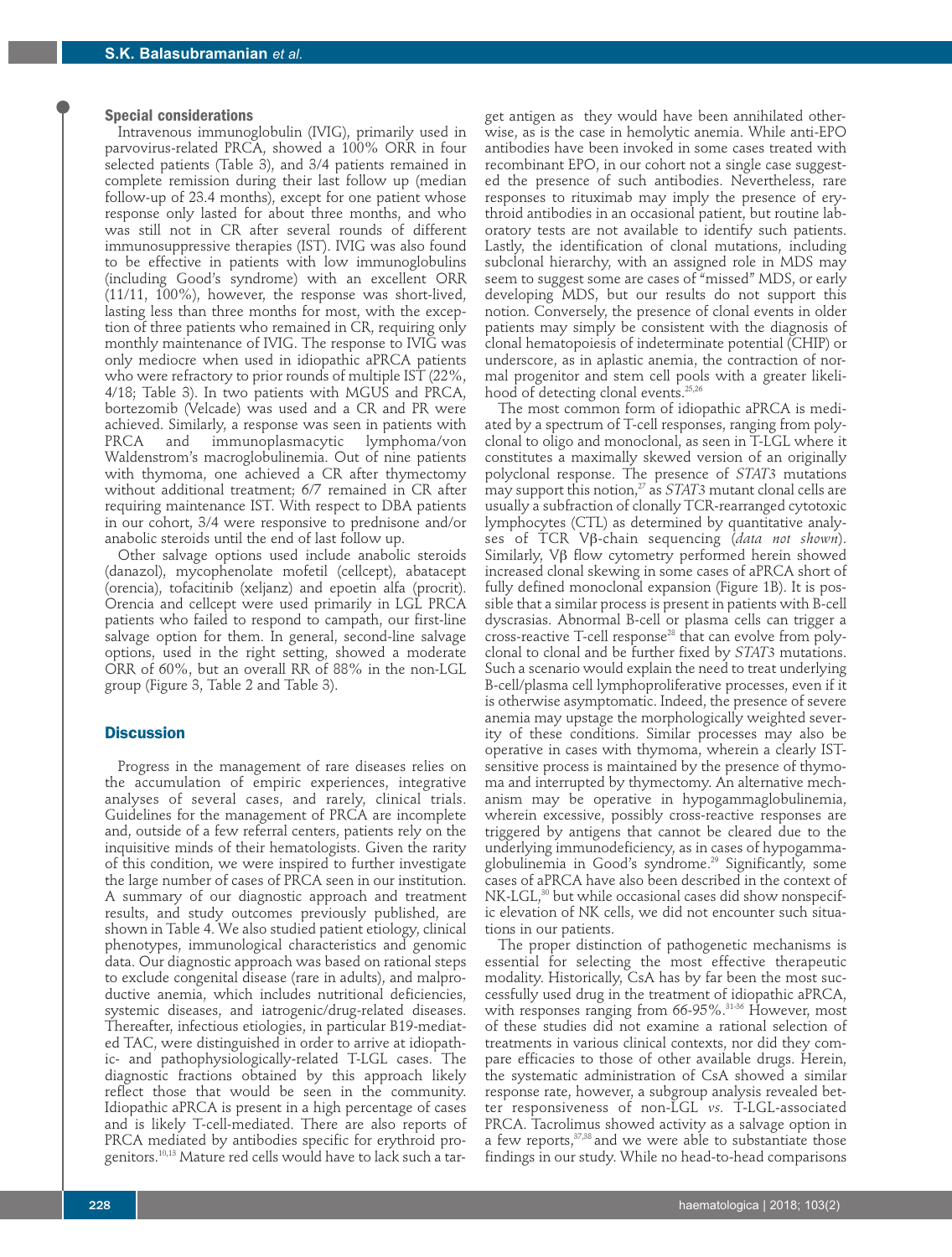### Special considerations

Intravenous immunoglobulin (IVIG), primarily used in parvovirus-related PRCA, showed a 100% ORR in four selected patients (Table 3), and 3/4 patients remained in complete remission during their last follow up (median follow-up of 23.4 months), except for one patient whose response only lasted for about three months, and who was still not in CR after several rounds of different immunosuppressive therapies (IST). IVIG was also found to be effective in patients with low immunoglobulins (including Good's syndrome) with an excellent ORR (11/11, 100%), however, the response was short-lived, lasting less than three months for most, with the exception of three patients who remained in CR, requiring only monthly maintenance of IVIG. The response to IVIG was only mediocre when used in idiopathic aPRCA patients who were refractory to prior rounds of multiple IST (22%, 4/18; Table 3). In two patients with MGUS and PRCA, bortezomib (Velcade) was used and a CR and PR were achieved. Similarly, a response was seen in patients with PRCA and immunoplasmacytic lymphoma/von Waldenstrom's macroglobulinemia. Out of nine patients with thymoma, one achieved a CR after thymectomy without additional treatment; 6/7 remained in CR after requiring maintenance IST. With respect to DBA patients in our cohort, 3/4 were responsive to prednisone and/or anabolic steroids until the end of last follow up.

Other salvage options used include anabolic steroids (danazol), mycophenolate mofetil (cellcept), abatacept (orencia), tofacitinib (xeljanz) and epoetin alfa (procrit). Orencia and cellcept were used primarily in LGL PRCA patients who failed to respond to campath, our first-line salvage option for them. In general, second-line salvage options, used in the right setting, showed a moderate ORR of 60%, but an overall RR of 88% in the non-LGL group (Figure 3, Table 2 and Table 3).

## Discussion

Progress in the management of rare diseases relies on the accumulation of empiric experiences, integrative analyses of several cases, and rarely, clinical trials. Guidelines for the management of PRCA are incomplete and, outside of a few referral centers, patients rely on the inquisitive minds of their hematologists. Given the rarity of this condition, we were inspired to further investigate the large number of cases of PRCA seen in our institution. A summary of our diagnostic approach and treatment results, and study outcomes previously published, are shown in Table 4. We also studied patient etiology, clinical phenotypes, immunological characteristics and genomic data. Our diagnostic approach was based on rational steps to exclude congenital disease (rare in adults), and malproductive anemia, which includes nutritional deficiencies, systemic diseases, and iatrogenic/drug-related diseases. Thereafter, infectious etiologies, in particular B19-mediated TAC, were distinguished in order to arrive at idiopathic- and pathophysiologically-related T-LGL cases. The diagnostic fractions obtained by this approach likely reflect those that would be seen in the community. Idiopathic aPRCA is present in a high percentage of cases and is likely T-cell-mediated. There are also reports of PRCA mediated by antibodies specific for erythroid progenitors.[10,13] Mature red cells would have to lack such a target antigen as they would have been annihilated otherwise, as is the case in hemolytic anemia. While anti-EPO antibodies have been invoked in some cases treated with recombinant EPO, in our cohort not a single case suggested the presence of such antibodies. Nevertheless, rare responses to rituximab may imply the presence of erythroid antibodies in an occasional patient, but routine laboratory tests are not available to identify such patients. Lastly, the identification of clonal mutations, including subclonal hierarchy, with an assigned role in MDS may seem to suggest some are cases of "missed" MDS, or early developing MDS, but our results do not support this notion. Conversely, the presence of clonal events in older patients may simply be consistent with the diagnosis of clonal hematopoiesis of indeterminate potential (CHIP) or underscore, as in aplastic anemia, the contraction of normal progenitor and stem cell pools with a greater likelihood of detecting clonal events.[25,26]

The most common form of idiopathic aPRCA is mediated by a spectrum of T-cell responses, ranging from polyclonal to oligo and monoclonal, as seen in T-LGL where it constitutes a maximally skewed version of an originally polyclonal response. The presence of *STAT3* mutations may support this notion,[27] as *STAT3* mutant clonal cells are usually a subfraction of clonally TCR-rearranged cytotoxic lymphocytes (CTL) as determined by comparative analyses of TCR Vβ-chain sequencing (*data not shown*). Similarly, Vβ flow cytometry performed herein showed increased clonal skewing in some cases of aPRCA short of fully defined monoclonal expansion (Figure 1B). It is possible that a similar process is present in patients with B-cell dyscrasias. Abnormal B-cell or plasma cells can trigger a cross-reactive T-cell response[28] that can evolve from polyclonal to clonal and be further fixed by *STAT3* mutations. Such a scenario would explain the need to treat underlying B-cell/plasma cell lymphoproliferative processes, even if it is otherwise asymptomatic. Indeed, the presence of severe anemia may upstage the morphologically weighted severity of these conditions. Similar processes may also be operative in cases with thymoma, wherein a clearly IST-sensitive process is maintained by the presence of thymoma and interrupted by thymectomy. An alternative mechanism may be operative in hypogammaglobulinemia, wherein excessive, possibly cross-reactive responses are triggered by antigens that cannot be cleared due to the underlying immunodeficiency, as in cases of hypogammaglobulinemia in Good's syndrome.[29] Significantly, some cases of aPRCA have also been described in the context of NK-LGL,[30] but while occasional cases did show nonspecific elevation of NK cells, we did not encounter such situations in our patients.

The proper distinction of pathogenetic mechanisms is essential for selecting the most effective therapeutic modality. Historically, CsA has by far been the most successfully used drug in the treatment of idiopathic aPRCA, with responses ranging from 66-95%.[31-36] However, most of these studies did not examine a rational selection of treatments in various clinical contexts, nor did they compare efficacies to those of other available drugs. Herein, the systematic administration of CsA showed a similar response rate, however, a subgroup analysis revealed better responsiveness of non-LGL *vs.* T-LGL-associated PRCA. Tacrolimus showed activity as a salvage option in a few reports,[37,38] and we were able to substantiate those findings in our study. While no head-to-head comparisons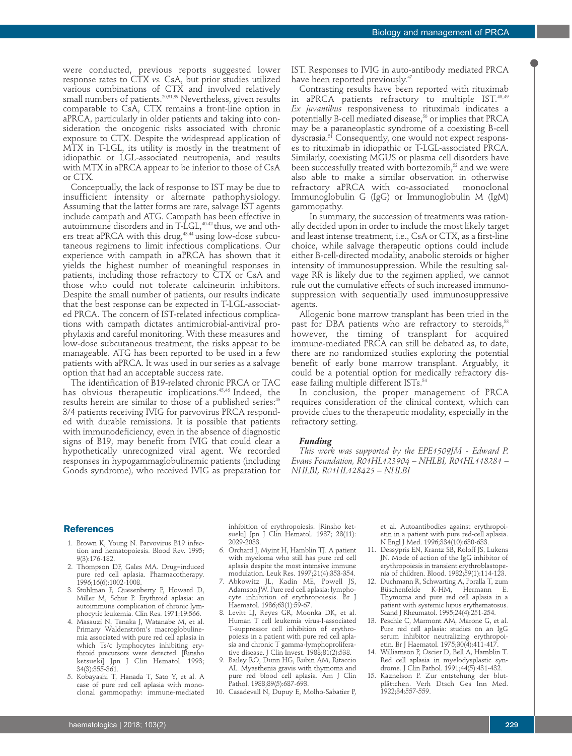were conducted, previous reports suggested lower response rates to CTX *vs.* CsA, but prior studies utilized various combinations of CTX and involved relatively small numbers of patients.[20,31,39] Nevertheless, given results comparable to CsA, CTX remains a front-line option in aPRCA, particularly in older patients and taking into consideration the oncogenic risks associated with chronic exposure to CTX. Despite the widespread application of MTX in T-LGL, its utility is mostly in the treatment of idiopathic or LGL-associated neutropenia, and results with MTX in aPRCA appear to be inferior to those of CsA or CTX.

Conceptually, the lack of response to IST may be due to insufficient intensity or alternate pathophysiology. Assuming that the latter forms are rare, salvage IST agents include campath and ATG. Campath has been effective in autoimmune disorders and in T-LGL,[40-42] thus, we and others treat aPRCA with this drug,[43,44] using low-dose subcutaneous regimens to limit infectious complications. Our experience with campath in aPRCA has shown that it yields the highest number of meaningful responses in patients, including those refractory to CTX or CsA and those who could not tolerate calcineurin inhibitors. Despite the small number of patients, our results indicate that the best response can be expected in T-LGL-associated PRCA. The concern of IST-related infectious complications with campath dictates antimicrobial-antiviral prophylaxis and careful monitoring. With these measures and low-dose subcutaneous treatment, the risks appear to be manageable. ATG has been reported to be used in a few patients with aPRCA. It was used in our series as a salvage option that had an acceptable success rate.

The identification of B19-related chronic PRCA or TAC has obvious therapeutic implications.[45,46] Indeed, the results herein are similar to those of a published series:[45] 3/4 patients receiving IVIG for parvovirus PRCA responded with durable remissions. It is possible that patients with immunodeficiency, even in the absence of diagnostic signs of B19, may benefit from IVIG that could clear a hypothetically unrecognized viral agent. We recorded responses in hypogammaglobulinemic patients (including Goods syndrome), who received IVIG as preparation for IST. Responses to IVIG in auto-antibody mediated PRCA have been reported previously.[47]

Contrasting results have been reported with rituximab in aPRCA patients refractory to multiple IST.[48,49] *Ex juvantibus* responsiveness to rituximab indicates a potentially B-cell mediated disease,[50] or implies that PRCA may be a paraneoplastic syndrome of a coexisting B-cell dyscrasia.[51] Consequently, one would not expect responses to rituximab in idiopathic or T-LGL-associated PRCA. Similarly, coexisting MGUS or plasma cell disorders have been successfully treated with bortezomib,[52] and we were also able to make a similar observation in otherwise refractory aPRCA with co-associated monoclonal Immunoglobulin G (IgG) or Immunoglobulin M (IgM) gammopathy.

In summary, the succession of treatments was rationally decided upon in order to include the most likely target and least intense treatment, i.e., CsA or CTX, as a first-line choice, while salvage therapeutic options could include either B-cell-directed modality, anabolic steroids or higher intensity of immunosuppression. While the resulting salvage RR is likely due to the regimen applied, we cannot rule out the cumulative effects of such increased immunosuppression with sequentially used immunosuppressive agents.

Allogenic bone marrow transplant has been tried in the past for DBA patients who are refractory to steroids,[53] however, the timing of transplant for acquired immune-mediated PRCA can still be debated as, to date, there are no randomized studies exploring the potential benefit of early bone marrow transplant. Arguably, it could be a potential option for medically refractory disease failing multiple different ISTs.[54]

In conclusion, the proper management of PRCA requires consideration of the clinical context, which can provide clues to the therapeutic modality, especially in the refractory setting.

#### *Funding*

*This work was supported by the EPE1509JM - Edward P. Evans Foundation, R01HL123904 – NHLBI, R01HL118281 – NHLBI, R01HL128425 – NHLBI*

## References

1. Brown K, Young N. Parvovirus B19 infection and hematopoiesis. Blood Rev. 1995; 9(3):176-182.
2. Thompson DF, Gales MA. Drug–induced pure red cell aplasia. Pharmacotherapy. 1996;16(6):1002-1008.
3. Stohlman F, Quesenberry P, Howard D, Miller M, Schur P. Erythroid aplasia: an autoimmune complication of chronic lymphocytic leukemia. Clin Res. 1971;19:566.
4. Masauzi N, Tanaka J, Watanabe M, et al. Primary Waldenström's macroglobulinemia associated with pure red cell aplasia in which Ts/c lymphocytes inhibiting erythroid precursors were detected. [Rinsho ketsueki] Jpn J Clin Hematol. 1993; 34(3):355-361.
5. Kobayashi T, Hanada T, Sato Y, et al. A case of pure red cell aplasia with monoclonal gammopathy: immune-mediated inhibition of erythropoiesis. [Rinsho ketsueki] Jpn J Clin Hematol. 1987; 28(11): 2029-2033.
6. Orchard J, Myint H, Hamblin TJ. A patient with myeloma who still has pure red cell aplasia despite the most intensive immune modulation. Leuk Res. 1997;21(4):353-354.
7. Abkowitz JL, Kadin ME, Powell JS, Adamson JW. Pure red cell aplasia: lymphocyte inhibition of erythropoiesis. Br J Haematol. 1986;63(1):59-67.
8. Levitt LJ, Reyes GR, Moonka DK, et al. Human T cell leukemia virus-I-associated T-suppressor cell inhibition of erythropoiesis in a patient with pure red cell aplasia and chronic T gamma-lymphoproliferative disease. J Clin Invest. 1988;81(2):538.
9. Bailey RO, Dunn HG, Rubin AM, Ritaccio AL. Myasthenia gravis with thymoma and pure red blood cell aplasia. Am J Clin Pathol. 1988;89(5):687-693.
10. Casadevall N, Dupuy E, Molho-Sabatier P, et al. Autoantibodies against erythropoietin in a patient with pure red-cell aplasia. N Engl J Med. 1996;334(10):630-633.
11. Dessypris EN, Krantz SB, Roloff JS, Lukens JN. Mode of action of the IgG inhibitor of erythropoiesis in transient erythroblastopenia of children. Blood. 1982;59(1):114-123.
12. Duchmann R, Schwarting A, Poralla T, zum Büschenfelde K-HM, Hermann E. Thymoma and pure red cell aplasia in a patient with systemic lupus erythematosus. Scand J Rheumatol. 1995;24(4):251-254.
13. Peschle C, Marmont AM, Marone G, et al. Pure red cell aplasia: studies on an IgG serum inhibitor neutralizing erythropoietin. Br J Haematol. 1975;30(4):411-417.
14. Williamson P, Oscier D, Bell A, Hamblin T. Red cell aplasia in myelodysplastic syndrome. J Clin Pathol. 1991;44(5):431-432.
15. Kaznelson P. Zur entstehung der blutplättchen. Verh Dtsch Ges Inn Med. 1922;34:557-559.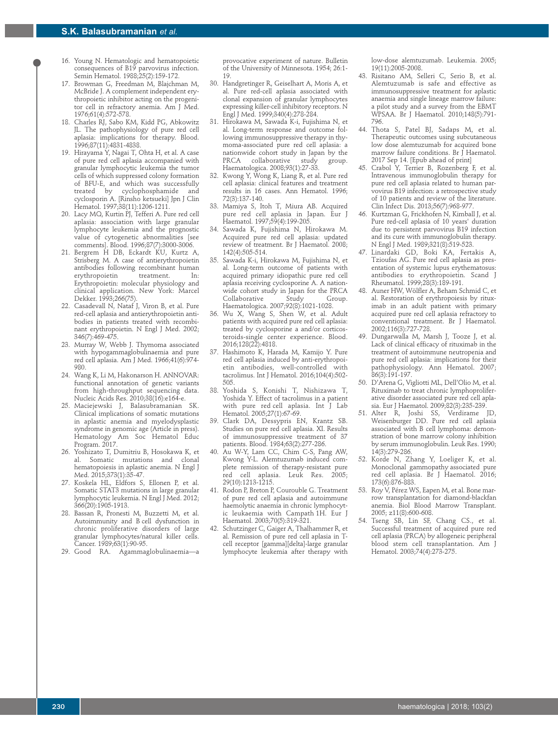16. Young N. Hematologic and hematopoietic consequences of B19 parvovirus infection. Semin Hematol. 1988;25(2):159-172.
17. Browman G, Freedman M, Blajchman M, McBride J. A complement independent erythropoietic inhibitor acting on the progenitor cell in refractory anemia. Am J Med. 1976;61(4):572-578.
18. Charles RJ, Sabo KM, Kidd PG, Abkowitz JL. The pathophysiology of pure red cell aplasia: implications for therapy. Blood. 1996;87(11):4831-4838.
19. Hirayama Y, Nagai T, Ohta H, et al. A case of pure red cell aplasia accompanied with granular lymphocytic leukemia the tumor cells of which suppressed colony formation of BFU-E, and which was successfully treated by cyclophosphamide and cyclosporin A. [Rinsho ketsueki] Jpn J Clin Hematol. 1997;38(11):1206-1211.
20. Lacy MQ, Kurtin PJ, Tefferi A. Pure red cell aplasia: association with large granular lymphocyte leukemia and the prognostic value of cytogenetic abnormalities [see comments]. Blood. 1996;87(7):3000-3006.
21. Bergrem H DB, Eckardt KU, Kurtz A, Strisberg M. A case of antierythropoietin antibodies following recombinant human erythropoietin treatment. In: Erythropoietin: molecular physiology and clinical application. New York: Marcel Dekker. 1993;266(75).
22. Casadevall N, Nataf J, Viron B, et al. Pure red-cell aplasia and antierythropoietin antibodies in patients treated with recombinant erythropoietin. N Engl J Med. 2002; 346(7):469-475.
23. Murray W, Webb J. Thymoma associated with hypogammaglobulinaemia and pure red cell aplasia. Am J Med. 1966;41(6):974-980.
24. Wang K, Li M, Hakonarson H. ANNOVAR: functional annotation of genetic variants from high-throughput sequencing data. Nucleic Acids Res. 2010;38(16):e164-e.
25. Maciejewski J, Balasubramanian SK. Clinical implications of somatic mutations in aplastic anemia and myelodysplastic syndrome in genomic age (Article in press). Hematology Am Soc Hematol Educ Program. 2017.
26. Yoshizato T, Dumitriu B, Hosokawa K, et al. Somatic mutations and clonal hematopoiesis in aplastic anemia. N Engl J Med. 2015;373(1):35-47.
27. Koskela HL, Eldfors S, Ellonen P, et al. Somatic STAT3 mutations in large granular lymphocytic leukemia. N Engl J Med. 2012; 366(20):1905-1913.
28. Bassan R, Pronesti M, Buzzetti M, et al. Autoimmunity and B cell dysfunction in chronic proliferative disorders of large granular lymphocytes/natural killer cells. Cancer. 1989;63(1):90-95.
29. Good RA. Agammaglobulinaemia—a provocative experiment of nature. Bulletin of the University of Minnesota. 1954; 26:1-19.
30. Handgretinger R, Geiselhart A, Moris A, et al. Pure red-cell aplasia associated with clonal expansion of granular lymphocytes expressing killer-cell inhibitory receptors. N Engl J Med. 1999;340(4):278-284.
31. Hirokawa M, Sawada K-i, Fujishima N, et al. Long-term response and outcome following immunosuppressive therapy in thymoma-associated pure red cell aplasia: a nationwide cohort study in Japan by the PRCA collaborative study group. Haematologica. 2008;93(1):27-33.
32. Kwong Y, Wong K, Liang R, et al. Pure red cell aplasia: clinical features and treatment results in 16 cases. Ann Hematol. 1996; 72(3):137-140.
33. Mamiya S, Itoh T, Miura AB. Acquired pure red cell aplasia in Japan. Eur J Haematol. 1997;59(4):199-205.
34. Sawada K, Fujishima N, Hirokawa M. Acquired pure red cell aplasia: updated review of treatment. Br J Haematol. 2008; 142(4):505-514.
35. Sawada K-i, Hirokawa M, Fujishima N, et al. Long-term outcome of patients with acquired primary idiopathic pure red cell aplasia receiving cyclosporine A. A nationwide cohort study in Japan for the PRCA Collaborative Study Group. Haematologica. 2007;92(8):1021-1028.
36. Wu X, Wang S, Shen W, et al. Adult patients with acquired pure red cell aplasia: treated by cyclosporine a and/or corticosteroids-single center experience. Blood. 2016;128(22):4818.
37. Hashimoto K, Harada M, Kamijo Y. Pure red cell aplasia induced by anti-erythropoietin antibodies, well-controlled with tacrolimus. Int J Hematol. 2016;104(4):502-505.
38. Yoshida S, Konishi T, Nishizawa T, Yoshida Y. Effect of tacrolimus in a patient with pure red cell aplasia. Int J Lab Hematol. 2005;27(1):67-69.
39. Clark DA, Dessypris EN, Krantz SB. Studies on pure red cell aplasia. XI. Results of immunosuppressive treatment of 37 patients. Blood. 1984;63(2):277-286.
40. Au W-Y, Lam CC, Chim C-S, Pang AW, Kwong Y-L. Alemtuzumab induced complete remission of therapy-resistant pure red cell aplasia. Leuk Res. 2005; 29(10):1213-1215.
41. Rodon P, Breton P, Courouble G. Treatment of pure red cell aplasia and autoimmune haemolytic anaemia in chronic lymphocytic leukaemia with Campath 1H. Eur J Haematol. 2003;70(5):319-321.
42. Schutzinger C, Gaiger A, Thalhammer R, et al. Remission of pure red cell aplasia in T-cell receptor [gamma][delta]-large granular lymphocyte leukemia after therapy with low-dose alemtuzumab. Leukemia. 2005; 19(11):2005-2008.
43. Risitano AM, Selleri C, Serio B, et al. Alemtuzumab is safe and effective as immunosuppressive treatment for aplastic anaemia and single lineage marrow failure: a pilot study and a survey from the EBMT WPSAA. Br J Haematol. 2010;148(5):791-796.
44. Thota S, Patel BJ, Sadaps M, et al. Therapeutic outcomes using subcutaneous low dose alemtuzumab for acquired bone marrow failure conditions. Br J Haematol. 2017 Sep 14. [Epub ahead of print]
45. Crabol Y, Terrier B, Rozenberg F, et al. Intravenous immunoglobulin therapy for pure red cell aplasia related to human parvovirus B19 infection: a retrospective study of 10 patients and review of the literature. Clin Infect Dis. 2013;56(7):968-977.
46. Kurtzman G, Frickhofen N, Kimball J, et al. Pure red-cell aplasia of 10 years' duration due to persistent parvovirus B19 infection and its cure with immunoglobulin therapy. N Engl J Med. 1989;321(8):519-523.
47. Linardaki GD, Boki KA, Fertakis A, Tzioufas AG. Pure red cell aplasia as presentation of systemic lupus erythematosus: antibodies to erythropoietin. Scand J Rheumatol. 1999;28(3):189-191.
48. Auner HW, Wölfler A, Beham Schmid C, et al. Restoration of erythropoiesis by rituximab in an adult patient with primary acquired pure red cell aplasia refractory to conventional treatment. Br J Haematol. 2002;116(3):727-728.
49. Dungarwalla M, Marsh J, Tooze J, et al. Lack of clinical efficacy of rituximab in the treatment of autoimmune neutropenia and pure red cell aplasia: implications for their pathophysiology. Ann Hematol. 2007; 86(3):191-197.
50. D'Arena G, Vigliotti ML, Dell'Olio M, et al. Rituximab to treat chronic lymphoproliferative disorder associated pure red cell aplasia. Eur J Haematol. 2009;82(3):235-239.
51. Alter R, Joshi SS, Verdirame JD, Weisenburger DD. Pure red cell aplasia associated with B cell lymphoma: demonstration of bone marrow colony inhibition by serum immunoglobulin. Leuk Res. 1990; 14(3):279-286.
52. Korde N, Zhang Y, Loeliger K, et al. Monoclonal gammopathy associated pure red cell aplasia. Br J Haematol. 2016; 173(6):876-883.
53. Roy V, Pérez WS, Eapen M, et al. Bone marrow transplantation for diamond-blackfan anemia. Biol Blood Marrow Transplant. 2005; z11(8):600-608.
54. Tseng SB, Lin SF, Chang CS., et al. Successful treatment of acquired pure red cell aplasia (PRCA) by allogeneic peripheral blood stem cell transplantation. Am J Hematol. 2003;74(4):273-275.